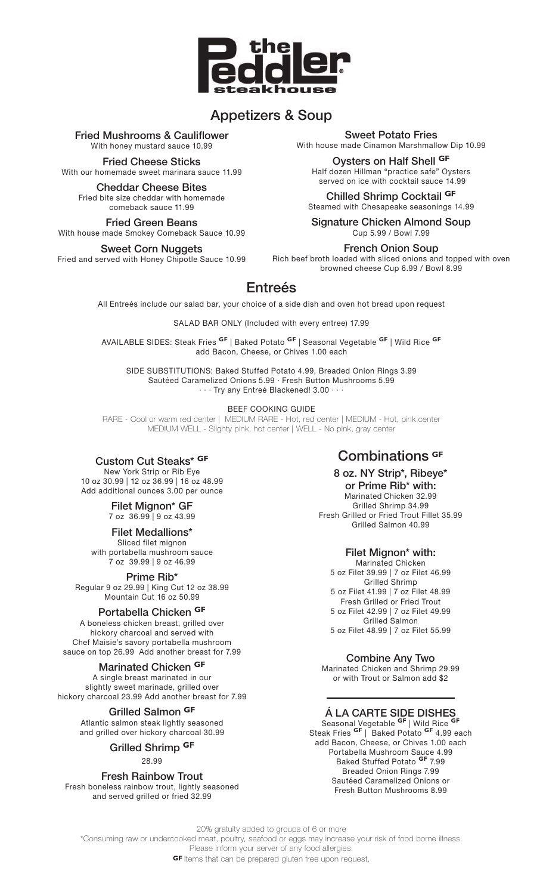# the Peddler steakhouse

## Appetizers & Soup

**Fried Mushrooms & Cauliflower**
With honey mustard sauce 10.99

**Fried Cheese Sticks**
With our homemade sweet marinara sauce 11.99

**Cheddar Cheese Bites**
Fried bite size cheddar with homemade comeback sauce 11.99

**Fried Green Beans**
With house made Smokey Comeback Sauce 10.99

**Sweet Corn Nuggets**
Fried and served with Honey Chipotle Sauce 10.99

**Sweet Potato Fries**
With house made Cinamon Marshmallow Dip 10.99

**Oysters on Half Shell GF**
Half dozen Hillman "practice safe" Oysters served on ice with cocktail sauce 14.99

**Chilled Shrimp Cocktail GF**
Steamed with Chesapeake seasonings 14.99

**Signature Chicken Almond Soup**
Cup 5.99 / Bowl 7.99

**French Onion Soup**
Rich beef broth loaded with sliced onions and topped with oven browned cheese Cup 6.99 / Bowl 8.99

## Entreés

All Entreés include our salad bar, your choice of a side dish and oven hot bread upon request

SALAD BAR ONLY (Included with every entree) 17.99

AVAILABLE SIDES: Steak Fries GF | Baked Potato GF | Seasonal Vegetable GF | Wild Rice GF
add Bacon, Cheese, or Chives 1.00 each

SIDE SUBSTITUTIONS: Baked Stuffed Potato 4.99, Breaded Onion Rings 3.99
Sautéed Caramelized Onions 5.99 · Fresh Button Mushrooms 5.99
· · · Try any Entreé Blackened! 3.00 · · ·

BEEF COOKING GUIDE
RARE - Cool or warm red center | MEDIUM RARE - Hot, red center | MEDIUM - Hot, pink center
MEDIUM WELL - Slighty pink, hot center | WELL - No pink, gray center

**Custom Cut Steaks* GF**
New York Strip or Rib Eye
10 oz 30.99 | 12 oz 36.99 | 16 oz 48.99
Add additional ounces 3.00 per ounce

**Filet Mignon* GF**
7 oz 36.99 | 9 oz 43.99

**Filet Medallions***
Sliced filet mignon with portabella mushroom sauce
7 oz 39.99 | 9 oz 46.99

**Prime Rib***
Regular 9 oz 29.99 | King Cut 12 oz 38.99
Mountain Cut 16 oz 50.99

**Portabella Chicken GF**
A boneless chicken breast, grilled over hickory charcoal and served with Chef Maisie's savory portabella mushroom sauce on top 26.99 Add another breast for 7.99

**Marinated Chicken GF**
A single breast marinated in our slightly sweet marinade, grilled over hickory charcoal 23.99 Add another breast for 7.99

**Grilled Salmon GF**
Atlantic salmon steak lightly seasoned and grilled over hickory charcoal 30.99

**Grilled Shrimp GF**
28.99

**Fresh Rainbow Trout**
Fresh boneless rainbow trout, lightly seasoned and served grilled or fried 32.99

## Combinations GF

**8 oz. NY Strip*, Ribeye* or Prime Rib* with:**
Marinated Chicken 32.99
Grilled Shrimp 34.99
Fresh Grilled or Fried Trout Fillet 35.99
Grilled Salmon 40.99

**Filet Mignon* with:**
Marinated Chicken
5 oz Filet 39.99 | 7 oz Filet 46.99
Grilled Shrimp
5 oz Filet 41.99 | 7 oz Filet 48.99
Fresh Grilled or Fried Trout
5 oz Filet 42.99 | 7 oz Filet 49.99
Grilled Salmon
5 oz Filet 48.99 | 7 oz Filet 55.99

**Combine Any Two**
Marinated Chicken and Shrimp 29.99
or with Trout or Salmon add $2

### Á LA CARTE SIDE DISHES

Seasonal Vegetable GF | Wild Rice GF
Steak Fries GF | Baked Potato GF 4.99 each
add Bacon, Cheese, or Chives 1.00 each
Portabella Mushroom Sauce 4.99
Baked Stuffed Potato GF 7.99
Breaded Onion Rings 7.99
Sautéed Caramelized Onions or Fresh Button Mushrooms 8.99

20% gratuity added to groups of 6 or more
*Consuming raw or undercooked meat, poultry, seafood or eggs may increase your risk of food borne illness.
Please inform your server of any food allergies.
GF Items that can be prepared gluten free upon request.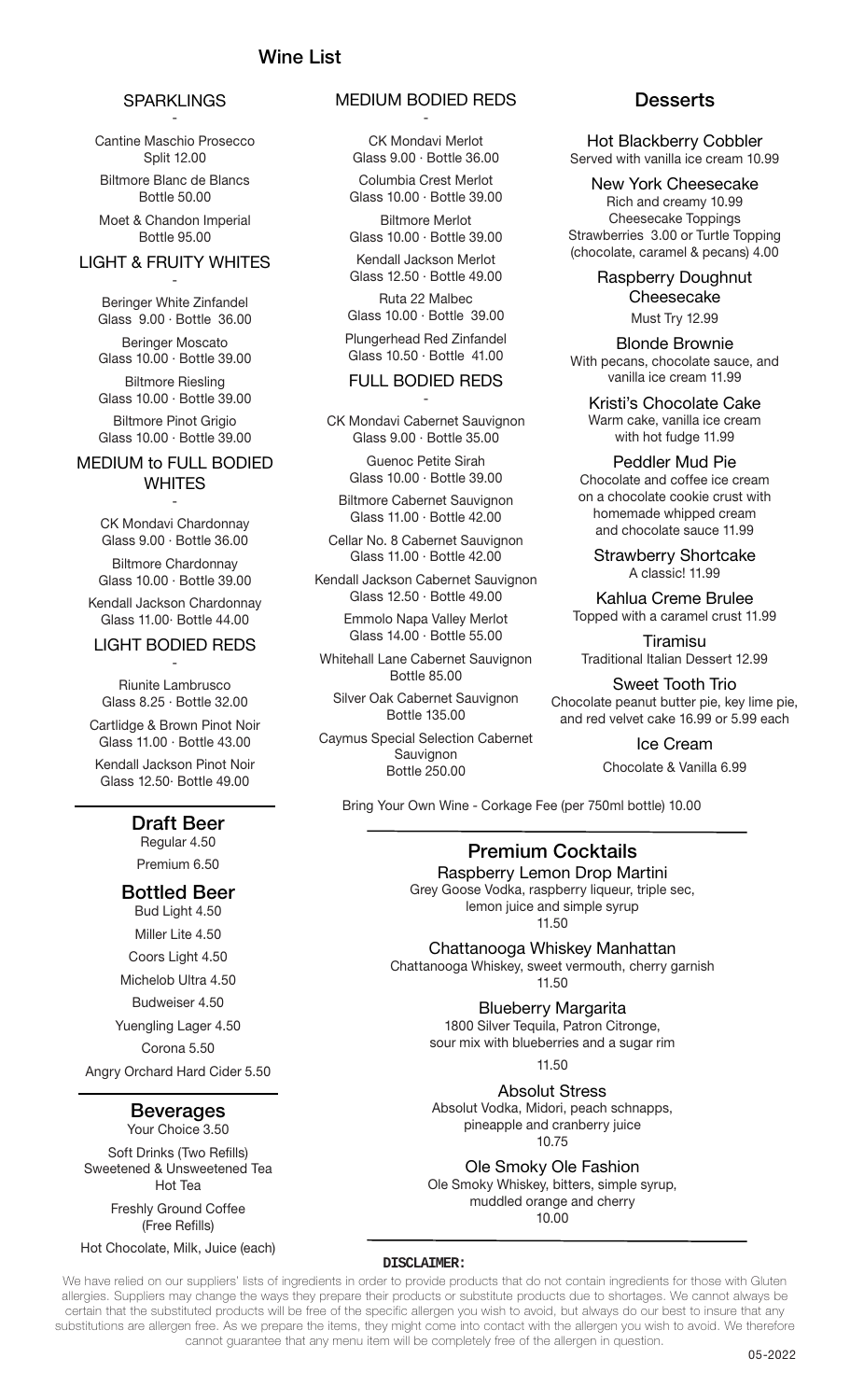# Wine List

## SPARKLINGS

-

Cantine Maschio Prosecco
Split 12.00

Biltmore Blanc de Blancs
Bottle 50.00

Moet & Chandon Imperial
Bottle 95.00

## LIGHT & FRUITY WHITES

-

Beringer White Zinfandel
Glass 9.00 · Bottle 36.00

Beringer Moscato
Glass 10.00 · Bottle 39.00

Biltmore Riesling
Glass 10.00 · Bottle 39.00

Biltmore Pinot Grigio
Glass 10.00 · Bottle 39.00

## MEDIUM to FULL BODIED WHITES

-

CK Mondavi Chardonnay
Glass 9.00 · Bottle 36.00

Biltmore Chardonnay
Glass 10.00 · Bottle 39.00

Kendall Jackson Chardonnay
Glass 11.00· Bottle 44.00

## LIGHT BODIED REDS

-

Riunite Lambrusco
Glass 8.25 · Bottle 32.00

Cartlidge & Brown Pinot Noir
Glass 11.00 · Bottle 43.00

Kendall Jackson Pinot Noir
Glass 12.50· Bottle 49.00

## MEDIUM BODIED REDS

-

CK Mondavi Merlot
Glass 9.00 · Bottle 36.00

Columbia Crest Merlot
Glass 10.00 · Bottle 39.00

Biltmore Merlot
Glass 10.00 · Bottle 39.00

Kendall Jackson Merlot
Glass 12.50 · Bottle 49.00

Ruta 22 Malbec
Glass 10.00 · Bottle 39.00

Plungerhead Red Zinfandel
Glass 10.50 · Bottle 41.00

## FULL BODIED REDS

-

CK Mondavi Cabernet Sauvignon
Glass 9.00 · Bottle 35.00

Guenoc Petite Sirah
Glass 10.00 · Bottle 39.00

Biltmore Cabernet Sauvignon
Glass 11.00 · Bottle 42.00

Cellar No. 8 Cabernet Sauvignon
Glass 11.00 · Bottle 42.00

Kendall Jackson Cabernet Sauvignon
Glass 12.50 · Bottle 49.00

Emmolo Napa Valley Merlot
Glass 14.00 · Bottle 55.00

Whitehall Lane Cabernet Sauvignon
Bottle 85.00

Silver Oak Cabernet Sauvignon
Bottle 135.00

Caymus Special Selection Cabernet Sauvignon
Bottle 250.00

Bring Your Own Wine - Corkage Fee (per 750ml bottle) 10.00

## Desserts

**Hot Blackberry Cobbler**
Served with vanilla ice cream 10.99

**New York Cheesecake**
Rich and creamy 10.99
Cheesecake Toppings
Strawberries 3.00 or Turtle Topping (chocolate, caramel & pecans) 4.00

**Raspberry Doughnut Cheesecake**
Must Try 12.99

**Blonde Brownie**
With pecans, chocolate sauce, and vanilla ice cream 11.99

**Kristi's Chocolate Cake**
Warm cake, vanilla ice cream with hot fudge 11.99

**Peddler Mud Pie**
Chocolate and coffee ice cream on a chocolate cookie crust with homemade whipped cream and chocolate sauce 11.99

**Strawberry Shortcake**
A classic! 11.99

**Kahlua Creme Brulee**
Topped with a caramel crust 11.99

**Tiramisu**
Traditional Italian Dessert 12.99

**Sweet Tooth Trio**
Chocolate peanut butter pie, key lime pie, and red velvet cake 16.99 or 5.99 each

**Ice Cream**
Chocolate & Vanilla 6.99

## Draft Beer

Regular 4.50

Premium 6.50

## Bottled Beer

Bud Light 4.50

Miller Lite 4.50

Coors Light 4.50

Michelob Ultra 4.50

Budweiser 4.50

Yuengling Lager 4.50

Corona 5.50

Angry Orchard Hard Cider 5.50

## Beverages

Your Choice 3.50

Soft Drinks (Two Refills)
Sweetened & Unsweetened Tea
Hot Tea

Freshly Ground Coffee
(Free Refills)

Hot Chocolate, Milk, Juice (each)

## Premium Cocktails

**Raspberry Lemon Drop Martini**
Grey Goose Vodka, raspberry liqueur, triple sec, lemon juice and simple syrup
11.50

**Chattanooga Whiskey Manhattan**
Chattanooga Whiskey, sweet vermouth, cherry garnish
11.50

**Blueberry Margarita**
1800 Silver Tequila, Patron Citronge, sour mix with blueberries and a sugar rim
11.50

**Absolut Stress**
Absolut Vodka, Midori, peach schnapps, pineapple and cranberry juice
10.75

**Ole Smoky Ole Fashion**
Ole Smoky Whiskey, bitters, simple syrup, muddled orange and cherry
10.00

**DISCLAIMER:**

We have relied on our suppliers' lists of ingredients in order to provide products that do not contain ingredients for those with Gluten allergies. Suppliers may change the ways they prepare their products or substitute products due to shortages. We cannot always be certain that the substituted products will be free of the specific allergen you wish to avoid, but always do our best to insure that any substitutions are allergen free. As we prepare the items, they might come into contact with the allergen you wish to avoid. We therefore cannot guarantee that any menu item will be completely free of the allergen in question.

05-2022